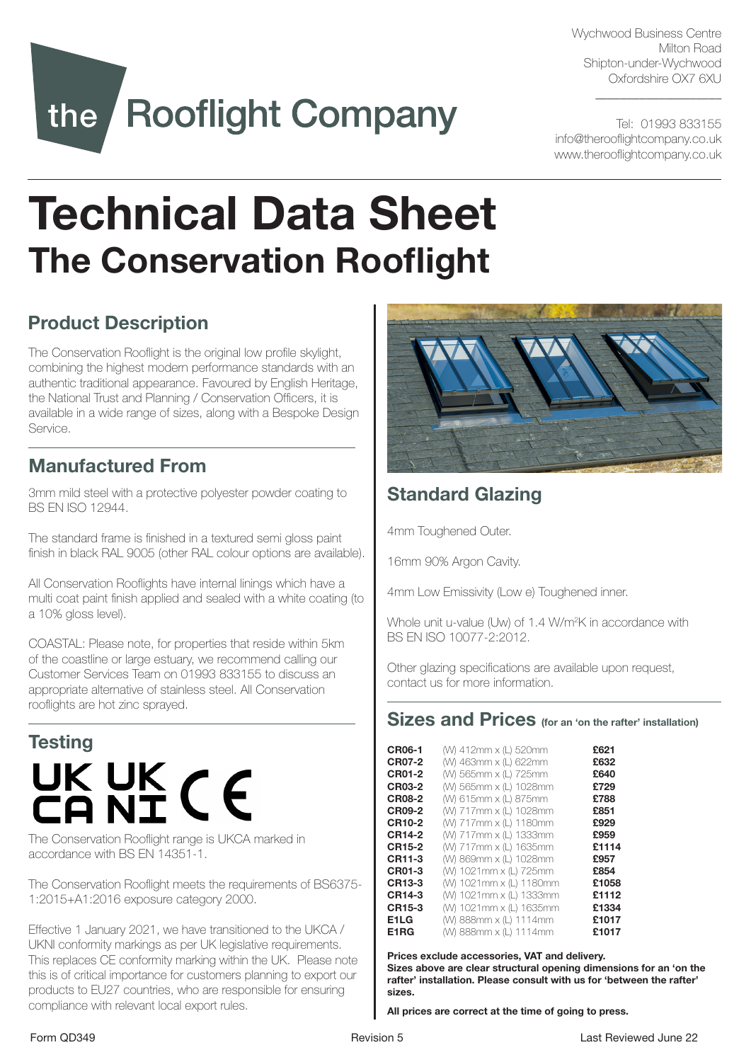Wychwood Business Centre
Milton Road
Shipton-under-Wychwood
Oxfordshire OX7 6XU

Tel: 01993 833155
info@therooflightcompany.co.uk
www.therooflightcompany.co.uk

the Rooflight Company

# Technical Data Sheet

## The Conservation Rooflight

### Product Description

The Conservation Rooflight is the original low profile skylight, combining the highest modern performance standards with an authentic traditional appearance. Favoured by English Heritage, the National Trust and Planning / Conservation Officers, it is available in a wide range of sizes, along with a Bespoke Design Service.

### Manufactured From

3mm mild steel with a protective polyester powder coating to BS EN ISO 12944.

The standard frame is finished in a textured semi gloss paint finish in black RAL 9005 (other RAL colour options are available).

All Conservation Rooflights have internal linings which have a multi coat paint finish applied and sealed with a white coating (to a 10% gloss level).

COASTAL: Please note, for properties that reside within 5km of the coastline or large estuary, we recommend calling our Customer Services Team on 01993 833155 to discuss an appropriate alternative of stainless steel. All Conservation rooflights are hot zinc sprayed.

### Testing

UK CA UK NI CE

The Conservation Rooflight range is UKCA marked in accordance with BS EN 14351-1.

The Conservation Rooflight meets the requirements of BS6375-1:2015+A1:2016 exposure category 2000.

Effective 1 January 2021, we have transitioned to the UKCA / UKNI conformity markings as per UK legislative requirements. This replaces CE conformity marking within the UK. Please note this is of critical importance for customers planning to export our products to EU27 countries, who are responsible for ensuring compliance with relevant local export rules.

### Standard Glazing

4mm Toughened Outer.

16mm 90% Argon Cavity.

4mm Low Emissivity (Low e) Toughened inner.

Whole unit u-value (Uw) of 1.4 $W/m^2K$ in accordance with BS EN ISO 10077-2:2012.

Other glazing specifications are available upon request, contact us for more information.

### Sizes and Prices (for an 'on the rafter' installation)

| Code | Size | Price |
|---|---|---|
| **CR06-1** | (W) 412mm x (L) 520mm | **£621** |
| **CR07-2** | (W) 463mm x (L) 622mm | **£632** |
| **CR01-2** | (W) 565mm x (L) 725mm | **£640** |
| **CR03-2** | (W) 565mm x (L) 1028mm | **£729** |
| **CR08-2** | (W) 615mm x (L) 875mm | **£788** |
| **CR09-2** | (W) 717mm x (L) 1028mm | **£851** |
| **CR10-2** | (W) 717mm x (L) 1180mm | **£929** |
| **CR14-2** | (W) 717mm x (L) 1333mm | **£959** |
| **CR15-2** | (W) 717mm x (L) 1635mm | **£1114** |
| **CR11-3** | (W) 869mm x (L) 1028mm | **£957** |
| **CR01-3** | (W) 1021mm x (L) 725mm | **£854** |
| **CR13-3** | (W) 1021mm x (L) 1180mm | **£1058** |
| **CR14-3** | (W) 1021mm x (L) 1333mm | **£1112** |
| **CR15-3** | (W) 1021mm x (L) 1635mm | **£1334** |
| **E1LG** | (W) 888mm x (L) 1114mm | **£1017** |
| **E1RG** | (W) 888mm x (L) 1114mm | **£1017** |

**Prices exclude accessories, VAT and delivery.**
**Sizes above are clear structural opening dimensions for an 'on the rafter' installation. Please consult with us for 'between the rafter' sizes.**

**All prices are correct at the time of going to press.**

Form QD349 Revision 5 Last Reviewed June 22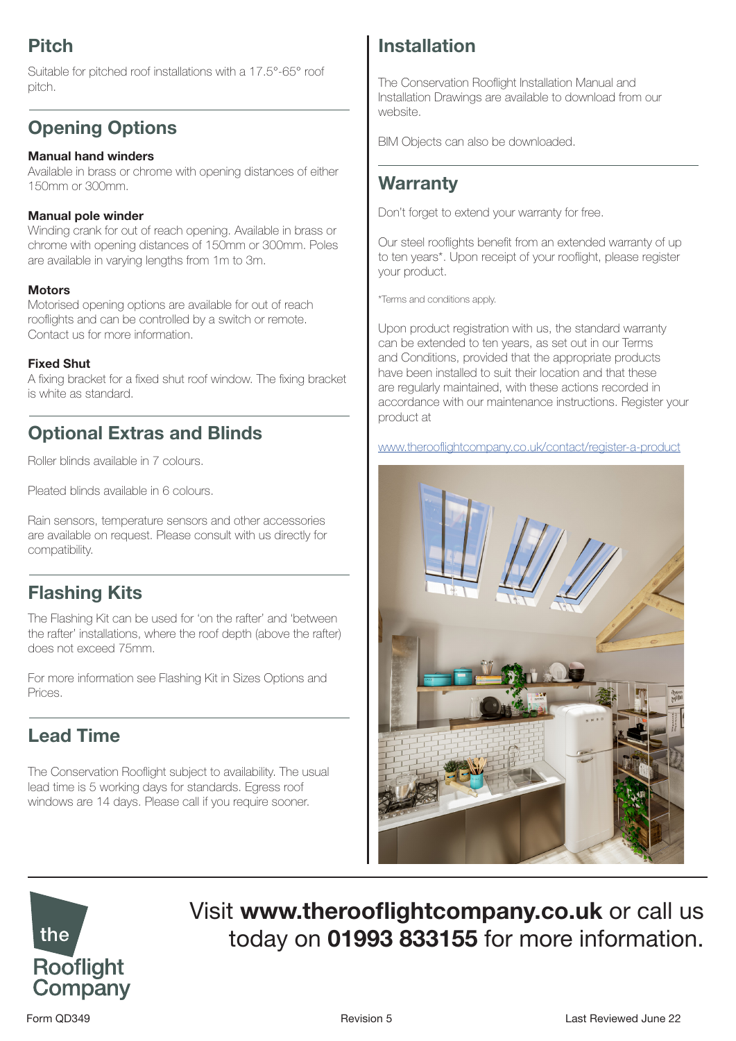## Pitch

Suitable for pitched roof installations with a 17.5°-65° roof pitch.

## Opening Options

**Manual hand winders**
Available in brass or chrome with opening distances of either 150mm or 300mm.

**Manual pole winder**
Winding crank for out of reach opening. Available in brass or chrome with opening distances of 150mm or 300mm. Poles are available in varying lengths from 1m to 3m.

**Motors**
Motorised opening options are available for out of reach rooflights and can be controlled by a switch or remote. Contact us for more information.

**Fixed Shut**
A fixing bracket for a fixed shut roof window. The fixing bracket is white as standard.

## Optional Extras and Blinds

Roller blinds available in 7 colours.

Pleated blinds available in 6 colours.

Rain sensors, temperature sensors and other accessories are available on request. Please consult with us directly for compatibility.

## Flashing Kits

The Flashing Kit can be used for 'on the rafter' and 'between the rafter' installations, where the roof depth (above the rafter) does not exceed 75mm.

For more information see Flashing Kit in Sizes Options and Prices.

## Lead Time

The Conservation Rooflight subject to availability. The usual lead time is 5 working days for standards. Egress roof windows are 14 days. Please call if you require sooner.

## Installation

The Conservation Rooflight Installation Manual and Installation Drawings are available to download from our website.

BIM Objects can also be downloaded.

## Warranty

Don't forget to extend your warranty for free.

Our steel rooflights benefit from an extended warranty of up to ten years*. Upon receipt of your rooflight, please register your product.

*Terms and conditions apply.

Upon product registration with us, the standard warranty can be extended to ten years, as set out in our Terms and Conditions, provided that the appropriate products have been installed to suit their location and that these are regularly maintained, with these actions recorded in accordance with our maintenance instructions. Register your product at

www.therooflightcompany.co.uk/contact/register-a-product

Visit **www.therooflightcompany.co.uk** or call us today on **01993 833155** for more information.

the Rooflight Company

Form QD349 Revision 5 Last Reviewed June 22